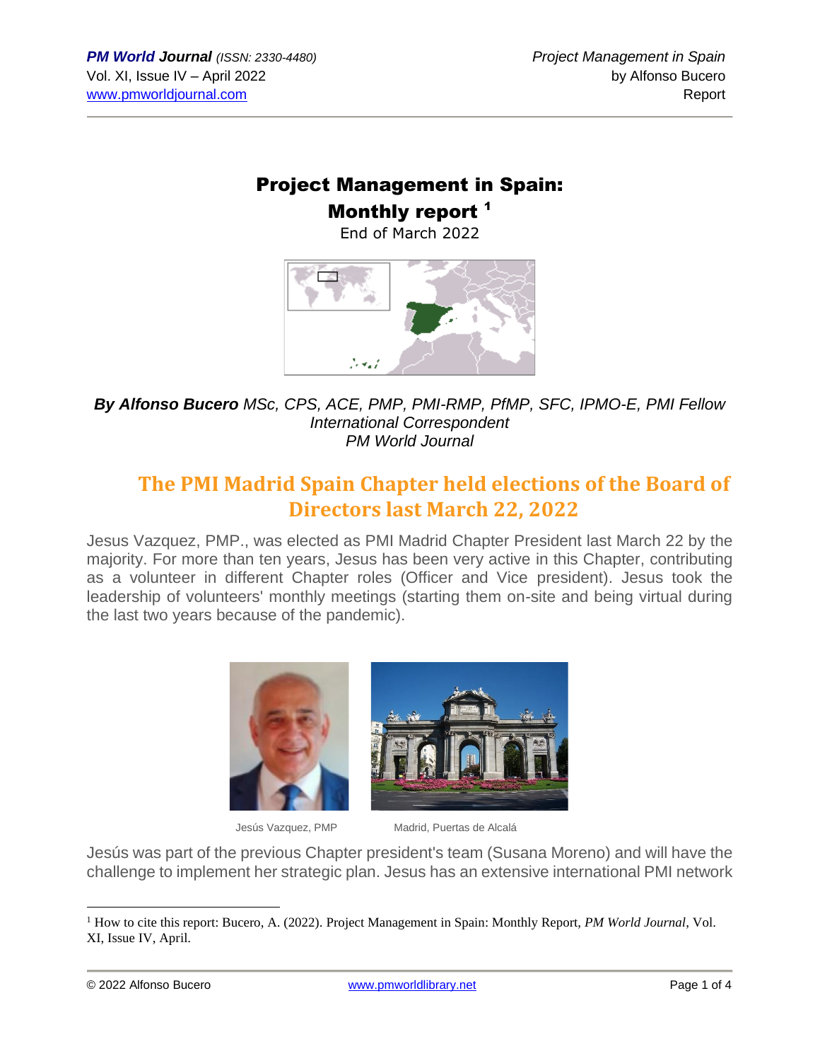# Project Management in Spain: Monthly report [1]

End of March 2022

***By Alfonso Bucero** MSc, CPS, ACE, PMP, PMI-RMP, PfMP, SFC, IPMO-E, PMI Fellow*
*International Correspondent*
*PM World Journal*

## The PMI Madrid Spain Chapter held elections of the Board of Directors last March 22, 2022

Jesus Vazquez, PMP., was elected as PMI Madrid Chapter President last March 22 by the majority. For more than ten years, Jesus has been very active in this Chapter, contributing as a volunteer in different Chapter roles (Officer and Vice president). Jesus took the leadership of volunteers' monthly meetings (starting them on-site and being virtual during the last two years because of the pandemic).

Jesús Vazquez, PMP

Madrid, Puertas de Alcalá

Jesús was part of the previous Chapter president's team (Susana Moreno) and will have the challenge to implement her strategic plan. Jesus has an extensive international PMI network

---

[1] How to cite this report: Bucero, A. (2022). Project Management in Spain: Monthly Report, *PM World Journal*, Vol. XI, Issue IV, April.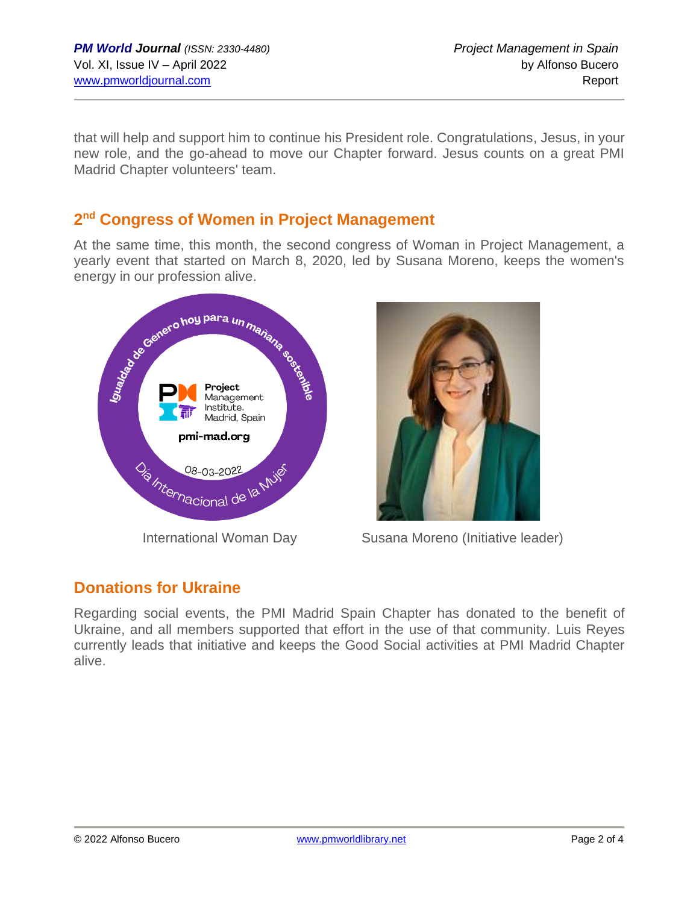that will help and support him to continue his President role. Congratulations, Jesus, in your new role, and the go-ahead to move our Chapter forward. Jesus counts on a great PMI Madrid Chapter volunteers' team.

## 2nd Congress of Women in Project Management

At the same time, this month, the second congress of Woman in Project Management, a yearly event that started on March 8, 2020, led by Susana Moreno, keeps the women's energy in our profession alive.

International Woman Day

Susana Moreno (Initiative leader)

## Donations for Ukraine

Regarding social events, the PMI Madrid Spain Chapter has donated to the benefit of Ukraine, and all members supported that effort in the use of that community. Luis Reyes currently leads that initiative and keeps the Good Social activities at PMI Madrid Chapter alive.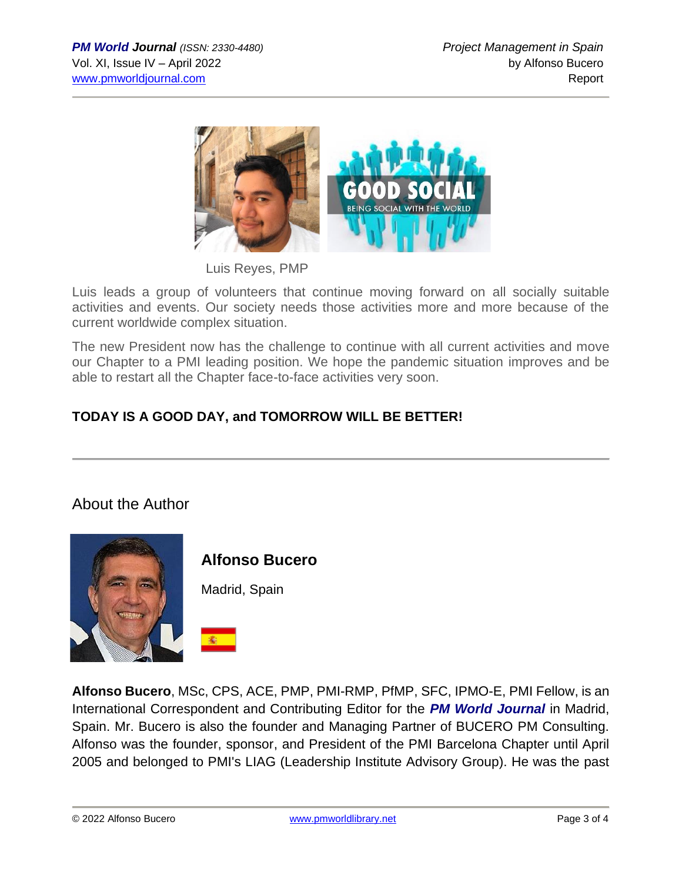Luis Reyes, PMP

Luis leads a group of volunteers that continue moving forward on all socially suitable activities and events. Our society needs those activities more and more because of the current worldwide complex situation.

The new President now has the challenge to continue with all current activities and move our Chapter to a PMI leading position. We hope the pandemic situation improves and be able to restart all the Chapter face-to-face activities very soon.

**TODAY IS A GOOD DAY, and TOMORROW WILL BE BETTER!**

---

## About the Author

### Alfonso Bucero

Madrid, Spain

**Alfonso Bucero**, MSc, CPS, ACE, PMP, PMI-RMP, PfMP, SFC, IPMO-E, PMI Fellow, is an International Correspondent and Contributing Editor for the ***PM World Journal*** in Madrid, Spain. Mr. Bucero is also the founder and Managing Partner of BUCERO PM Consulting. Alfonso was the founder, sponsor, and President of the PMI Barcelona Chapter until April 2005 and belonged to PMI's LIAG (Leadership Institute Advisory Group). He was the past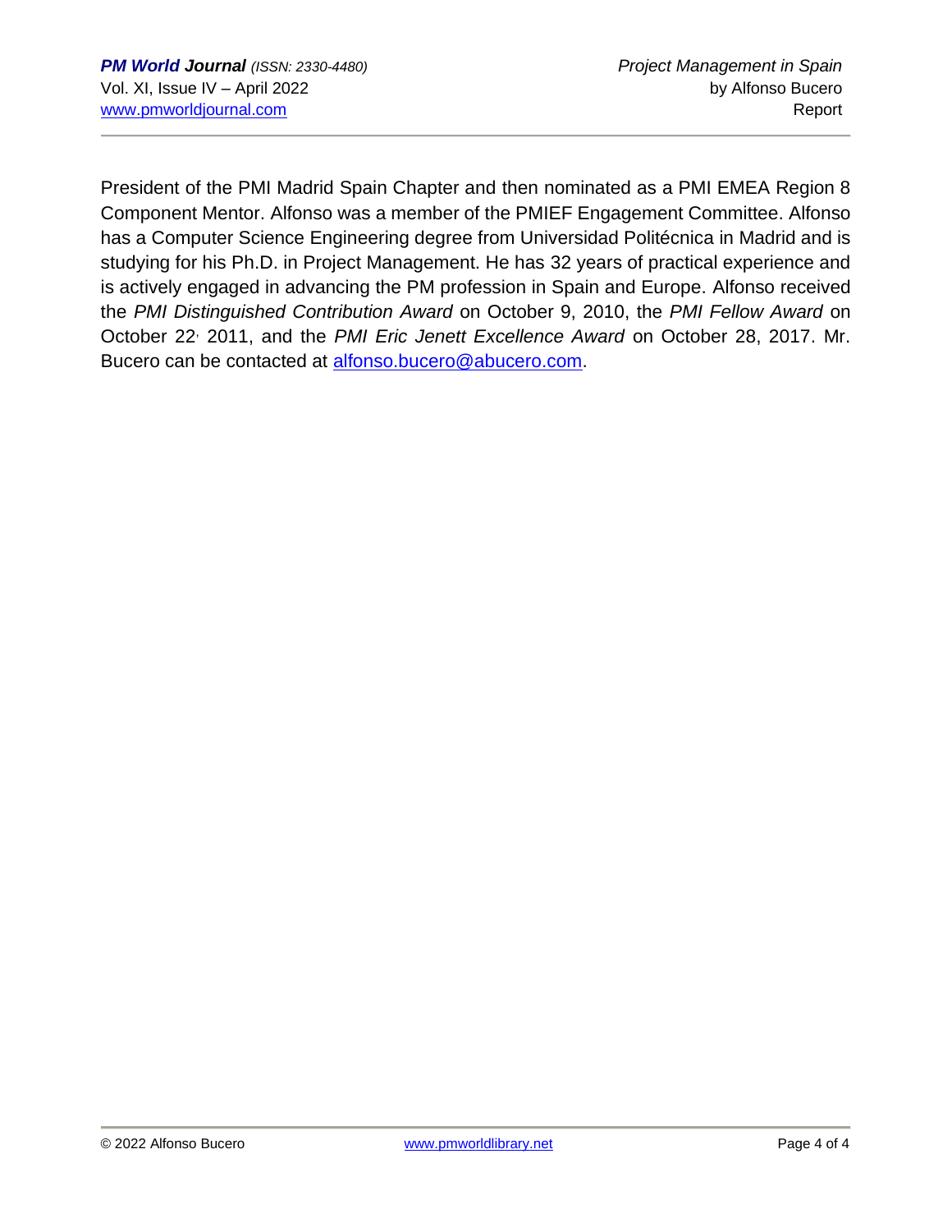President of the PMI Madrid Spain Chapter and then nominated as a PMI EMEA Region 8 Component Mentor. Alfonso was a member of the PMIEF Engagement Committee. Alfonso has a Computer Science Engineering degree from Universidad Politécnica in Madrid and is studying for his Ph.D. in Project Management. He has 32 years of practical experience and is actively engaged in advancing the PM profession in Spain and Europe. Alfonso received the *PMI Distinguished Contribution Award* on October 9, 2010, the *PMI Fellow Award* on October 22, 2011, and the *PMI Eric Jenett Excellence Award* on October 28, 2017. Mr. Bucero can be contacted at alfonso.bucero@abucero.com.